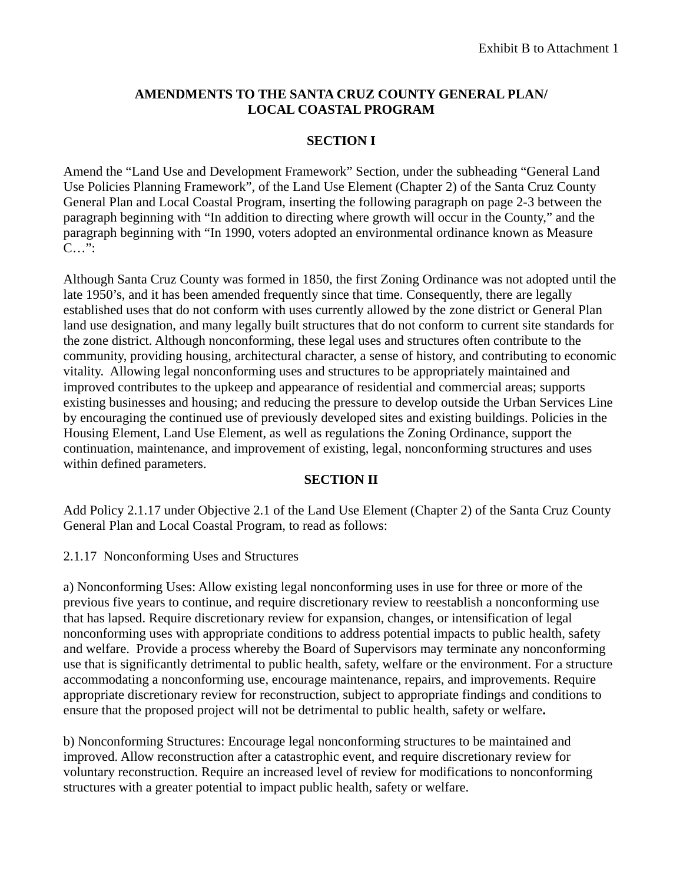Exhibit B to Attachment 1

# AMENDMENTS TO THE SANTA CRUZ COUNTY GENERAL PLAN/ LOCAL COASTAL PROGRAM

## SECTION I

Amend the "Land Use and Development Framework" Section, under the subheading "General Land Use Policies Planning Framework", of the Land Use Element (Chapter 2) of the Santa Cruz County General Plan and Local Coastal Program, inserting the following paragraph on page 2-3 between the paragraph beginning with "In addition to directing where growth will occur in the County," and the paragraph beginning with "In 1990, voters adopted an environmental ordinance known as Measure C…":

Although Santa Cruz County was formed in 1850, the first Zoning Ordinance was not adopted until the late 1950's, and it has been amended frequently since that time. Consequently, there are legally established uses that do not conform with uses currently allowed by the zone district or General Plan land use designation, and many legally built structures that do not conform to current site standards for the zone district. Although nonconforming, these legal uses and structures often contribute to the community, providing housing, architectural character, a sense of history, and contributing to economic vitality. Allowing legal nonconforming uses and structures to be appropriately maintained and improved contributes to the upkeep and appearance of residential and commercial areas; supports existing businesses and housing; and reducing the pressure to develop outside the Urban Services Line by encouraging the continued use of previously developed sites and existing buildings. Policies in the Housing Element, Land Use Element, as well as regulations the Zoning Ordinance, support the continuation, maintenance, and improvement of existing, legal, nonconforming structures and uses within defined parameters.

## SECTION II

Add Policy 2.1.17 under Objective 2.1 of the Land Use Element (Chapter 2) of the Santa Cruz County General Plan and Local Coastal Program, to read as follows:

2.1.17 Nonconforming Uses and Structures

a) Nonconforming Uses: Allow existing legal nonconforming uses in use for three or more of the previous five years to continue, and require discretionary review to reestablish a nonconforming use that has lapsed. Require discretionary review for expansion, changes, or intensification of legal nonconforming uses with appropriate conditions to address potential impacts to public health, safety and welfare. Provide a process whereby the Board of Supervisors may terminate any nonconforming use that is significantly detrimental to public health, safety, welfare or the environment. For a structure accommodating a nonconforming use, encourage maintenance, repairs, and improvements. Require appropriate discretionary review for reconstruction, subject to appropriate findings and conditions to ensure that the proposed project will not be detrimental to public health, safety or welfare.

b) Nonconforming Structures: Encourage legal nonconforming structures to be maintained and improved. Allow reconstruction after a catastrophic event, and require discretionary review for voluntary reconstruction. Require an increased level of review for modifications to nonconforming structures with a greater potential to impact public health, safety or welfare.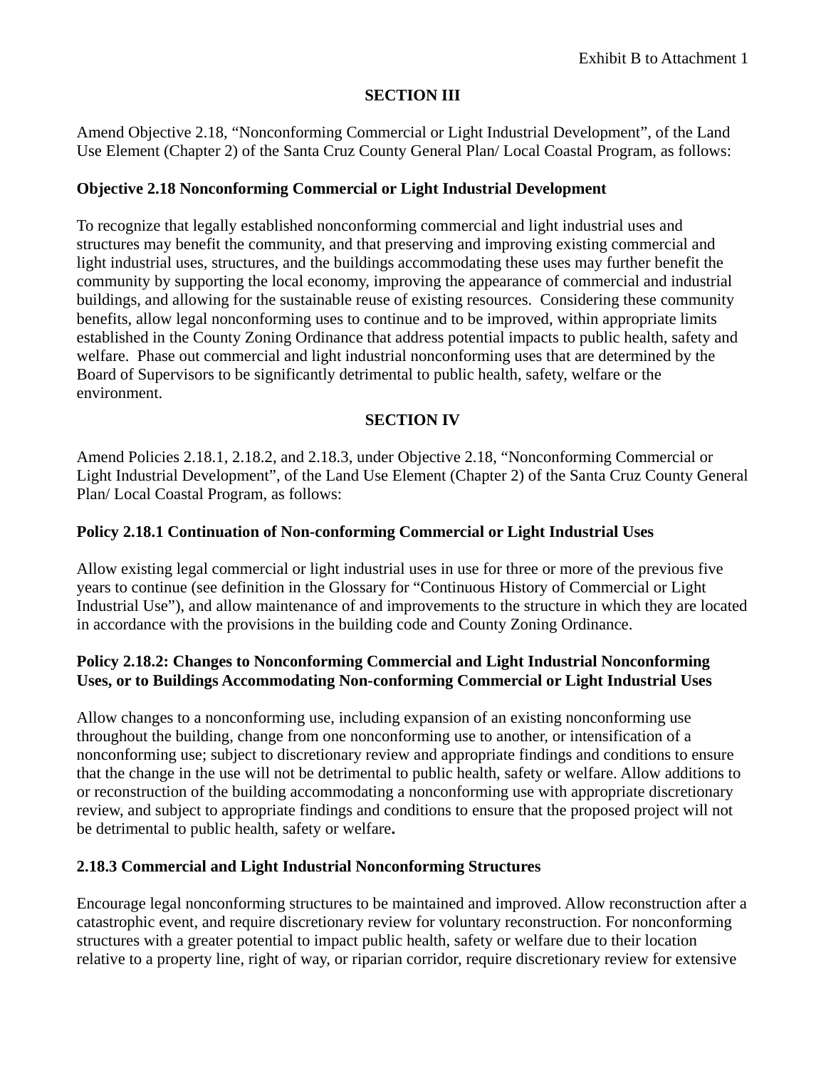Exhibit B to Attachment 1

## SECTION III

Amend Objective 2.18, “Nonconforming Commercial or Light Industrial Development”, of the Land Use Element (Chapter 2) of the Santa Cruz County General Plan/ Local Coastal Program, as follows:

**Objective 2.18 Nonconforming Commercial or Light Industrial Development**

To recognize that legally established nonconforming commercial and light industrial uses and structures may benefit the community, and that preserving and improving existing commercial and light industrial uses, structures, and the buildings accommodating these uses may further benefit the community by supporting the local economy, improving the appearance of commercial and industrial buildings, and allowing for the sustainable reuse of existing resources. Considering these community benefits, allow legal nonconforming uses to continue and to be improved, within appropriate limits established in the County Zoning Ordinance that address potential impacts to public health, safety and welfare. Phase out commercial and light industrial nonconforming uses that are determined by the Board of Supervisors to be significantly detrimental to public health, safety, welfare or the environment.

## SECTION IV

Amend Policies 2.18.1, 2.18.2, and 2.18.3, under Objective 2.18, “Nonconforming Commercial or Light Industrial Development”, of the Land Use Element (Chapter 2) of the Santa Cruz County General Plan/ Local Coastal Program, as follows:

**Policy 2.18.1 Continuation of Non-conforming Commercial or Light Industrial Uses**

Allow existing legal commercial or light industrial uses in use for three or more of the previous five years to continue (see definition in the Glossary for “Continuous History of Commercial or Light Industrial Use”), and allow maintenance of and improvements to the structure in which they are located in accordance with the provisions in the building code and County Zoning Ordinance.

**Policy 2.18.2: Changes to Nonconforming Commercial and Light Industrial Nonconforming Uses, or to Buildings Accommodating Non-conforming Commercial or Light Industrial Uses**

Allow changes to a nonconforming use, including expansion of an existing nonconforming use throughout the building, change from one nonconforming use to another, or intensification of a nonconforming use; subject to discretionary review and appropriate findings and conditions to ensure that the change in the use will not be detrimental to public health, safety or welfare. Allow additions to or reconstruction of the building accommodating a nonconforming use with appropriate discretionary review, and subject to appropriate findings and conditions to ensure that the proposed project will not be detrimental to public health, safety or welfare**.**

**2.18.3 Commercial and Light Industrial Nonconforming Structures**

Encourage legal nonconforming structures to be maintained and improved. Allow reconstruction after a catastrophic event, and require discretionary review for voluntary reconstruction. For nonconforming structures with a greater potential to impact public health, safety or welfare due to their location relative to a property line, right of way, or riparian corridor, require discretionary review for extensive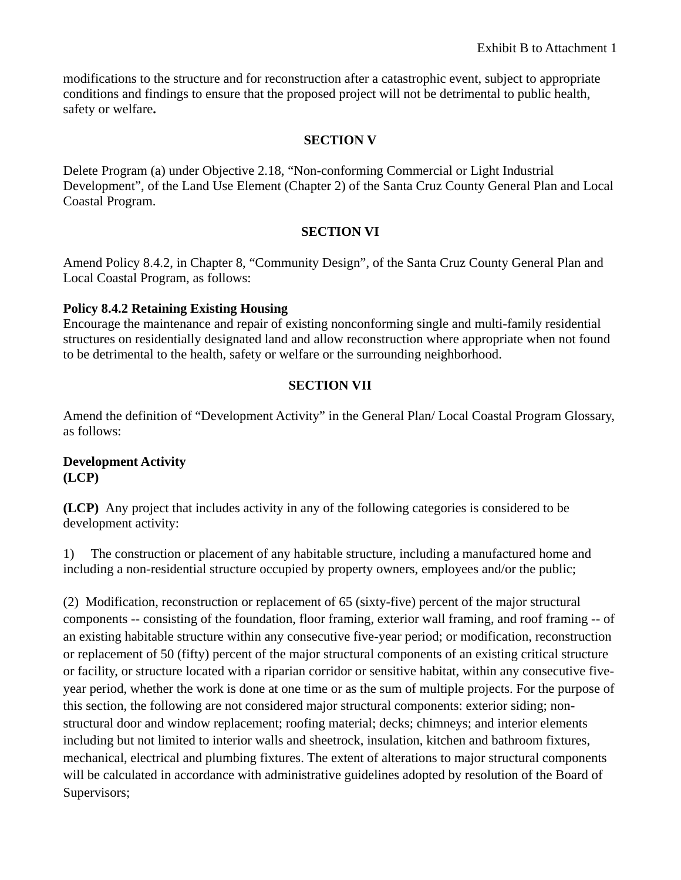modifications to the structure and for reconstruction after a catastrophic event, subject to appropriate conditions and findings to ensure that the proposed project will not be detrimental to public health, safety or welfare**.**

**SECTION V**

Delete Program (a) under Objective 2.18, "Non-conforming Commercial or Light Industrial Development", of the Land Use Element (Chapter 2) of the Santa Cruz County General Plan and Local Coastal Program.

**SECTION VI**

Amend Policy 8.4.2, in Chapter 8, "Community Design", of the Santa Cruz County General Plan and Local Coastal Program, as follows:

**Policy 8.4.2 Retaining Existing Housing**
Encourage the maintenance and repair of existing nonconforming single and multi-family residential structures on residentially designated land and allow reconstruction where appropriate when not found to be detrimental to the health, safety or welfare or the surrounding neighborhood.

**SECTION VII**

Amend the definition of "Development Activity" in the General Plan/ Local Coastal Program Glossary, as follows:

**Development Activity**
**(LCP)**

**(LCP)** Any project that includes activity in any of the following categories is considered to be development activity:

1) The construction or placement of any habitable structure, including a manufactured home and including a non-residential structure occupied by property owners, employees and/or the public;

(2) Modification, reconstruction or replacement of 65 (sixty-five) percent of the major structural components -- consisting of the foundation, floor framing, exterior wall framing, and roof framing -- of an existing habitable structure within any consecutive five-year period; or modification, reconstruction or replacement of 50 (fifty) percent of the major structural components of an existing critical structure or facility, or structure located with a riparian corridor or sensitive habitat, within any consecutive five-year period, whether the work is done at one time or as the sum of multiple projects. For the purpose of this section, the following are not considered major structural components: exterior siding; non-structural door and window replacement; roofing material; decks; chimneys; and interior elements including but not limited to interior walls and sheetrock, insulation, kitchen and bathroom fixtures, mechanical, electrical and plumbing fixtures. The extent of alterations to major structural components will be calculated in accordance with administrative guidelines adopted by resolution of the Board of Supervisors;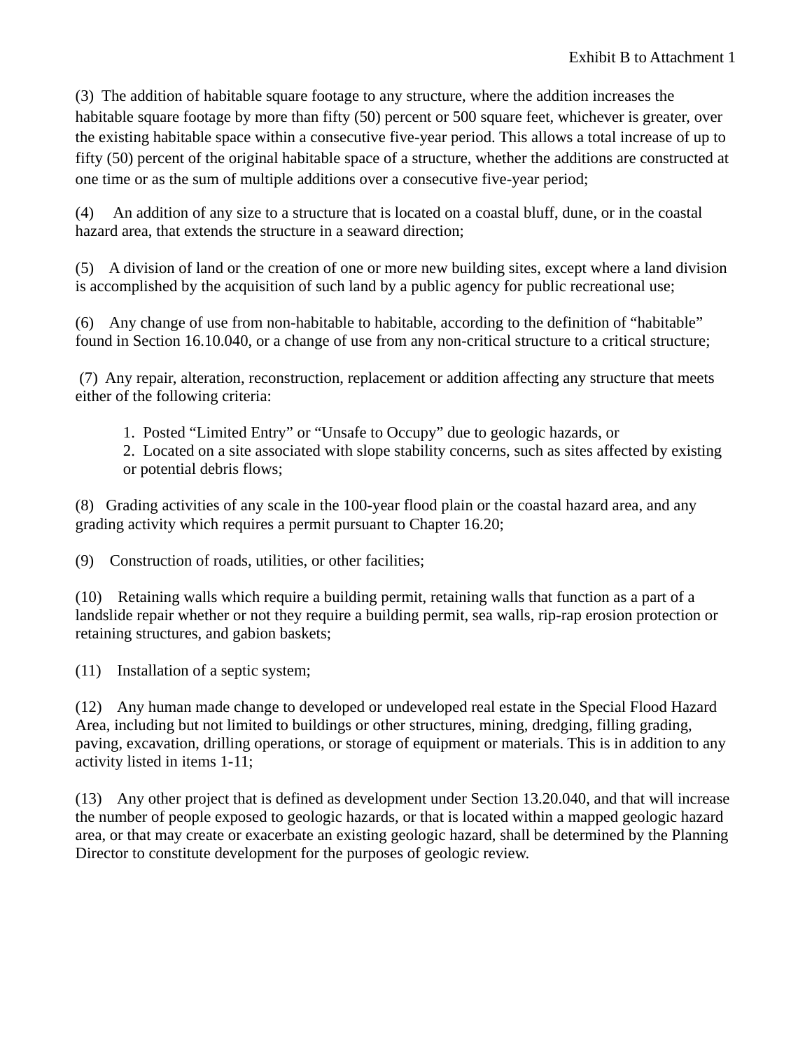(3) The addition of habitable square footage to any structure, where the addition increases the habitable square footage by more than fifty (50) percent or 500 square feet, whichever is greater, over the existing habitable space within a consecutive five-year period. This allows a total increase of up to fifty (50) percent of the original habitable space of a structure, whether the additions are constructed at one time or as the sum of multiple additions over a consecutive five-year period;

(4) An addition of any size to a structure that is located on a coastal bluff, dune, or in the coastal hazard area, that extends the structure in a seaward direction;

(5) A division of land or the creation of one or more new building sites, except where a land division is accomplished by the acquisition of such land by a public agency for public recreational use;

(6) Any change of use from non-habitable to habitable, according to the definition of "habitable" found in Section 16.10.040, or a change of use from any non-critical structure to a critical structure;

(7) Any repair, alteration, reconstruction, replacement or addition affecting any structure that meets either of the following criteria:

1. Posted "Limited Entry" or "Unsafe to Occupy" due to geologic hazards, or
2. Located on a site associated with slope stability concerns, such as sites affected by existing or potential debris flows;

(8) Grading activities of any scale in the 100-year flood plain or the coastal hazard area, and any grading activity which requires a permit pursuant to Chapter 16.20;

(9) Construction of roads, utilities, or other facilities;

(10) Retaining walls which require a building permit, retaining walls that function as a part of a landslide repair whether or not they require a building permit, sea walls, rip-rap erosion protection or retaining structures, and gabion baskets;

(11) Installation of a septic system;

(12) Any human made change to developed or undeveloped real estate in the Special Flood Hazard Area, including but not limited to buildings or other structures, mining, dredging, filling grading, paving, excavation, drilling operations, or storage of equipment or materials. This is in addition to any activity listed in items 1-11;

(13) Any other project that is defined as development under Section 13.20.040, and that will increase the number of people exposed to geologic hazards, or that is located within a mapped geologic hazard area, or that may create or exacerbate an existing geologic hazard, shall be determined by the Planning Director to constitute development for the purposes of geologic review.